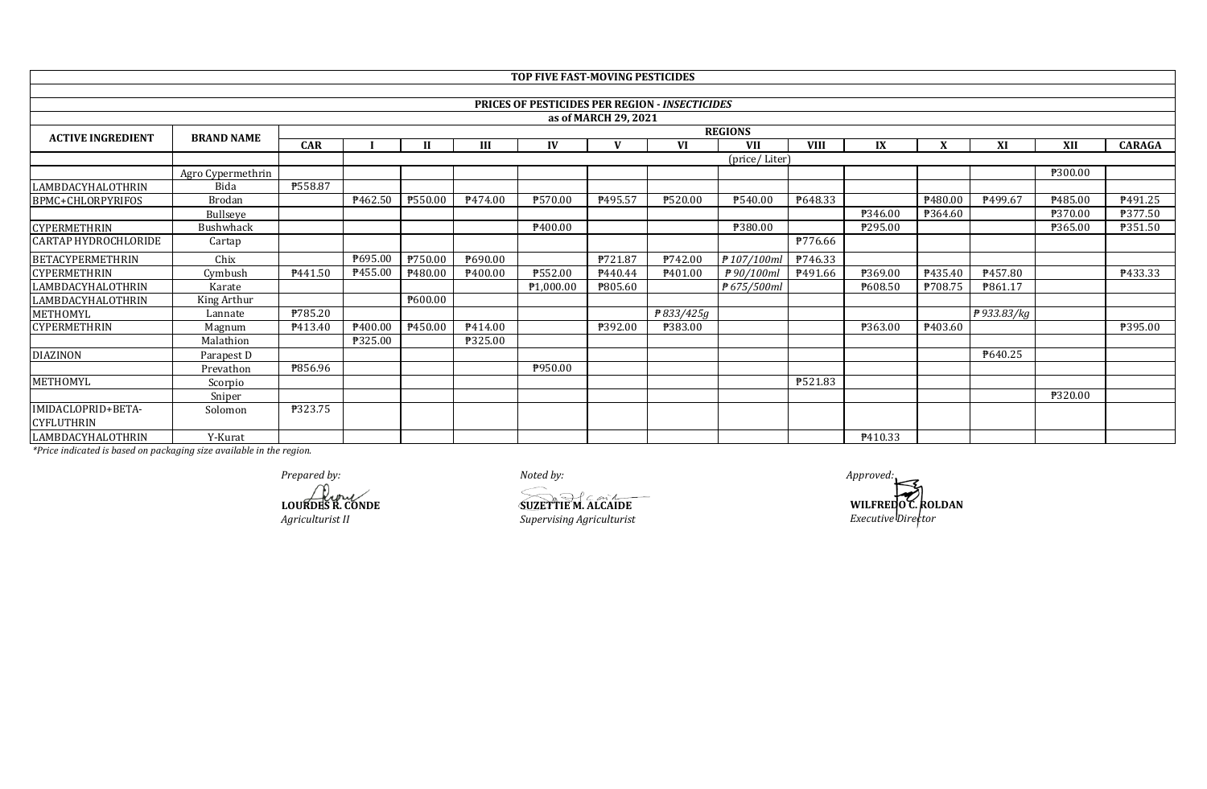# TOP FIVE FAST-MOVING PESTICIDES

## PRICES OF PESTICIDES PER REGION - *INSECTICIDES*

### as of MARCH 29, 2021

| ACTIVE INGREDIENT | BRAND NAME | REGIONS | | | | | | | | | | | | | |
|---|---|---|---|---|---|---|---|---|---|---|---|---|---|---|---|
| | | CAR | I | II | III | IV | V | VI | VII | VIII | IX | X | XI | XII | CARAGA |
| | | (price/ Liter) | | | | | | | | | | | | | |
| | Agro Cypermethrin | | | | | | | | | | | | | ₱300.00 | |
| LAMBDACYHALOTHRIN | Bida | ₱558.87 | | | | | | | | | | | | | |
| BPMC+CHLORPYRIFOS | Brodan | | ₱462.50 | ₱550.00 | ₱474.00 | ₱570.00 | ₱495.57 | ₱520.00 | ₱540.00 | ₱648.33 | | ₱480.00 | ₱499.67 | ₱485.00 | ₱491.25 |
| | Bullseye | | | | | | | | | | ₱346.00 | ₱364.60 | | ₱370.00 | ₱377.50 |
| CYPERMETHRIN | Bushwhack | | | | | ₱400.00 | | | ₱380.00 | | ₱295.00 | | | ₱365.00 | ₱351.50 |
| CARTAP HYDROCHLORIDE | Cartap | | | | | | | | | ₱776.66 | | | | | |
| BETACYPERMETHRIN | Chix | | ₱695.00 | ₱750.00 | ₱690.00 | | ₱721.87 | ₱742.00 | *₱ 107/100ml* | ₱746.33 | | | | | |
| CYPERMETHRIN | Cymbush | ₱441.50 | ₱455.00 | ₱480.00 | ₱400.00 | ₱552.00 | ₱440.44 | ₱401.00 | *₱ 90/100ml* | ₱491.66 | ₱369.00 | ₱435.40 | ₱457.80 | | ₱433.33 |
| LAMBDACYHALOTHRIN | Karate | | | | | ₱1,000.00 | ₱805.60 | | *₱ 675/500ml* | | ₱608.50 | ₱708.75 | ₱861.17 | | |
| LAMBDACYHALOTHRIN | King Arthur | | | ₱600.00 | | | | | | | | | | | |
| METHOMYL | Lannate | ₱785.20 | | | | | | *₱ 833/425g* | | | | | *₱ 933.83/kg* | | |
| CYPERMETHRIN | Magnum | ₱413.40 | ₱400.00 | ₱450.00 | ₱414.00 | | ₱392.00 | ₱383.00 | | | ₱363.00 | ₱403.60 | | | ₱395.00 |
| | Malathion | | ₱325.00 | | ₱325.00 | | | | | | | | | | |
| DIAZINON | Parapest D | | | | | | | | | | | | ₱640.25 | | |
| | Prevathon | ₱856.96 | | | | ₱950.00 | | | | | | | | | |
| METHOMYL | Scorpio | | | | | | | | | ₱521.83 | | | | | |
| | Sniper | | | | | | | | | | | | | ₱320.00 | |
| IMIDACLOPRID+BETA-CYFLUTHRIN | Solomon | ₱323.75 | | | | | | | | | | | | | |
| LAMBDACYHALOTHRIN | Y-Kurat | | | | | | | | | | ₱410.33 | | | | |

*\*Price indicated is based on packaging size available in the region.*

*Prepared by:*
**LOURDES R. CONDE**
*Agriculturist II*

*Noted by:*
**SUZETTIE M. ALCAIDE**
*Supervising Agriculturist*

*Approved:*
**WILFREDO C. ROLDAN**
*Executive Director*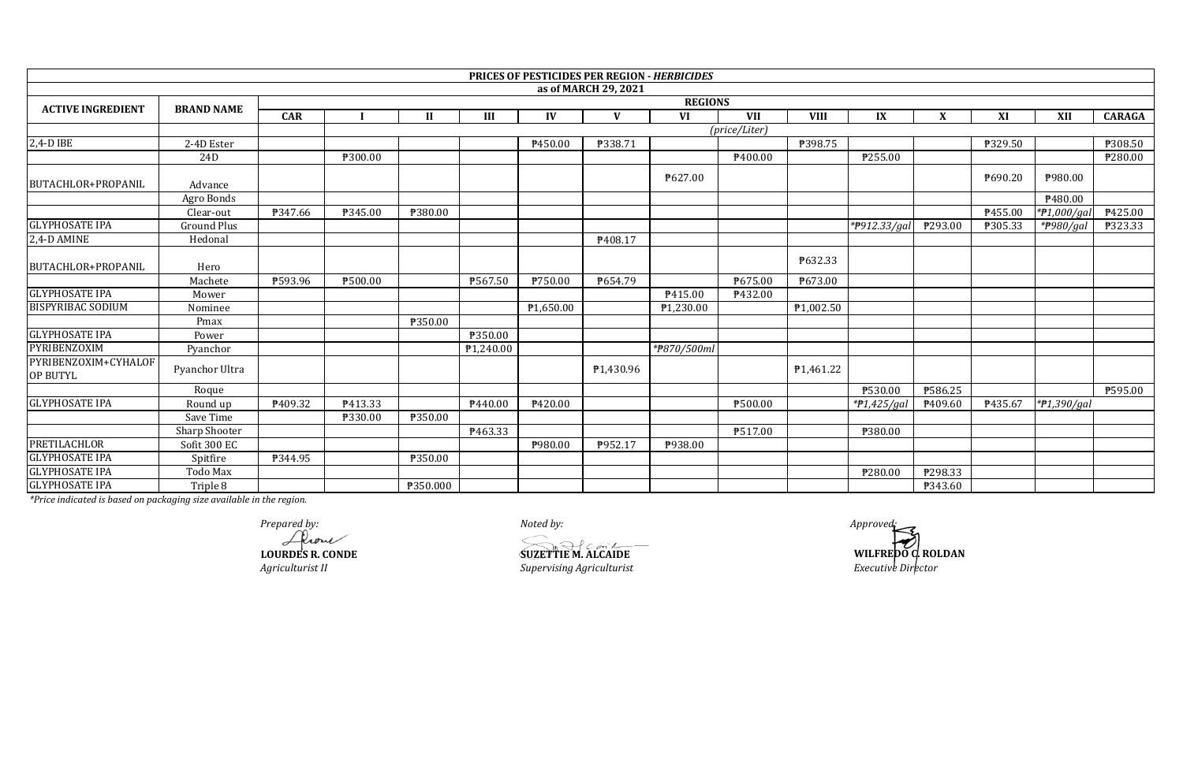| PRICES OF PESTICIDES PER REGION - *HERBICIDES* | | | | | | | | | | | | | | | |
|---|---|---|---|---|---|---|---|---|---|---|---|---|---|---|---|
| as of MARCH 29, 2021 | | | | | | | | | | | | | | | |
| **ACTIVE INGREDIENT** | **BRAND NAME** | **REGIONS** | | | | | | | | | | | | | |
| | | **CAR** | **I** | **II** | **III** | **IV** | **V** | **VI** | **VII** | **VIII** | **IX** | **X** | **XI** | **XII** | **CARAGA** |
| | | *(price/Liter)* | | | | | | | | | | | | | |
| 2,4-D IBE | 2-4D Ester | | | | | ₱450.00 | ₱338.71 | | | ₱398.75 | | | ₱329.50 | | ₱308.50 |
| | 24D | | ₱300.00 | | | | | | ₱400.00 | | ₱255.00 | | | | ₱280.00 |
| BUTACHLOR+PROPANIL | Advance | | | | | | | ₱627.00 | | | | | ₱690.20 | ₱980.00 | |
| | Agro Bonds | | | | | | | | | | | | | ₱480.00 | |
| | Clear-out | ₱347.66 | ₱345.00 | ₱380.00 | | | | | | | | | ₱455.00 | *₱1,000/gal | ₱425.00 |
| GLYPHOSATE IPA | Ground Plus | | | | | | | | | | *₱912.33/gal | ₱293.00 | ₱305.33 | *₱980/gal | ₱323.33 |
| 2,4-D AMINE | Hedonal | | | | | | ₱408.17 | | | | | | | | |
| BUTACHLOR+PROPANIL | Hero | | | | | | | | | ₱632.33 | | | | | |
| | Machete | ₱593.96 | ₱500.00 | | ₱567.50 | ₱750.00 | ₱654.79 | | ₱675.00 | ₱673.00 | | | | | |
| GLYPHOSATE IPA | Mower | | | | | | | ₱415.00 | ₱432.00 | | | | | | |
| BISPYRIBAC SODIUM | Nominee | | | | | ₱1,650.00 | | ₱1,230.00 | | ₱1,002.50 | | | | | |
| | Pmax | | | ₱350.00 | | | | | | | | | | | |
| GLYPHOSATE IPA | Power | | | | ₱350.00 | | | | | | | | | | |
| PYRIBENZOXIM | Pyanchor | | | | ₱1,240.00 | | | *₱870/500ml | | | | | | | |
| PYRIBENZOXIM+CYHALOFOP BUTYL | Pyanchor Ultra | | | | | | ₱1,430.96 | | | ₱1,461.22 | | | | | |
| | Roque | | | | | | | | | | ₱530.00 | ₱586.25 | | | ₱595.00 |
| GLYPHOSATE IPA | Round up | ₱409.32 | ₱413.33 | | ₱440.00 | ₱420.00 | | | ₱500.00 | | *₱1,425/gal | ₱409.60 | ₱435.67 | *₱1,390/gal | |
| | Save Time | | ₱330.00 | ₱350.00 | | | | | | | | | | | |
| | Sharp Shooter | | | | ₱463.33 | | | | ₱517.00 | | ₱380.00 | | | | |
| PRETILACHLOR | Sofit 300 EC | | | | | ₱980.00 | ₱952.17 | ₱938.00 | | | | | | | |
| GLYPHOSATE IPA | Spitfire | ₱344.95 | | ₱350.00 | | | | | | | | | | | |
| GLYPHOSATE IPA | Todo Max | | | | | | | | | | ₱280.00 | ₱298.33 | | | |
| GLYPHOSATE IPA | Triple 8 | | | ₱350.000 | | | | | | | | ₱343.60 | | | |

*\*Price indicated is based on packaging size available in the region.*

*Prepared by:*
**LOURDES R. CONDE**
*Agriculturist II*

*Noted by:*
**SUZETTIE M. ALCAIDE**
*Supervising Agriculturist*

*Approved:*
**WILFREDO C. ROLDAN**
*Executive Director*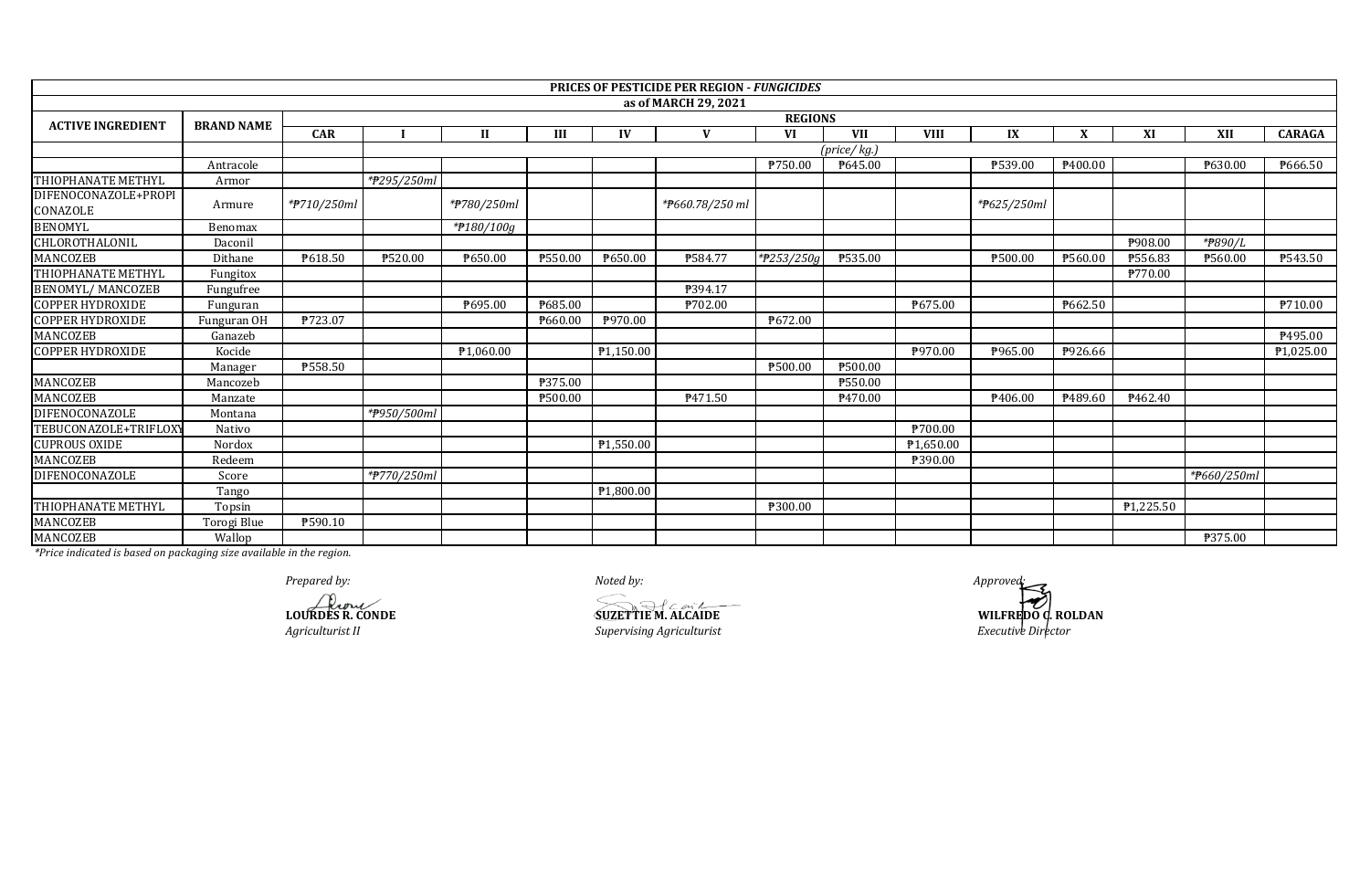| PRICES OF PESTICIDE PER REGION - *FUNGICIDES* | | | | | | | | | | | | | | | | |
|---|---|---|---|---|---|---|---|---|---|---|---|---|---|---|---|---|
| as of MARCH 29, 2021 | | | | | | | | | | | | | | | | |
| ACTIVE INGREDIENT | BRAND NAME | REGIONS | | | | | | | | | | | | | | |
| | | CAR | I | II | III | IV | V | VI | VII | VIII | IX | X | XI | XII | CARAGA |
| | | (price/ kg.) | | | | | | | | | | | | | |
| | Antracole | | | | | | | ₱750.00 | ₱645.00 | | ₱539.00 | ₱400.00 | | ₱630.00 | ₱666.50 |
| THIOPHANATE METHYL | Armor | | *₱295/250ml | | | | | | | | | | | | |
| DIFENOCONAZOLE+PROPICONAZOLE | Armure | *₱710/250ml | | *₱780/250ml | | | *₱660.78/250 ml | | | | *₱625/250ml | | | | |
| BENOMYL | Benomax | | | *₱180/100g | | | | | | | | | | | |
| CHLOROTHALONIL | Daconil | | | | | | | | | | | | ₱908.00 | *₱890/L | |
| MANCOZEB | Dithane | ₱618.50 | ₱520.00 | ₱650.00 | ₱550.00 | ₱650.00 | ₱584.77 | *₱253/250g | ₱535.00 | | ₱500.00 | ₱560.00 | ₱556.83 | ₱560.00 | ₱543.50 |
| THIOPHANATE METHYL | Fungitox | | | | | | | | | | | | ₱770.00 | | |
| BENOMYL/ MANCOZEB | Fungufree | | | | | | ₱394.17 | | | | | | | | |
| COPPER HYDROXIDE | Funguran | | | ₱695.00 | ₱685.00 | | ₱702.00 | | | ₱675.00 | | ₱662.50 | | | ₱710.00 |
| COPPER HYDROXIDE | Funguran OH | ₱723.07 | | | ₱660.00 | ₱970.00 | | ₱672.00 | | | | | | | |
| MANCOZEB | Ganazeb | | | | | | | | | | | | | | ₱495.00 |
| COPPER HYDROXIDE | Kocide | | | ₱1,060.00 | | ₱1,150.00 | | | | ₱970.00 | ₱965.00 | ₱926.66 | | | ₱1,025.00 |
| | Manager | ₱558.50 | | | | | | ₱500.00 | ₱500.00 | | | | | | |
| MANCOZEB | Mancozeb | | | | ₱375.00 | | | | ₱550.00 | | | | | | |
| MANCOZEB | Manzate | | | | ₱500.00 | | ₱471.50 | | ₱470.00 | | ₱406.00 | ₱489.60 | ₱462.40 | | |
| DIFENOCONAZOLE | Montana | | *₱950/500ml | | | | | | | | | | | | |
| TEBUCONAZOLE+TRIFLOXY | Nativo | | | | | | | | | ₱700.00 | | | | | |
| CUPROUS OXIDE | Nordox | | | | | ₱1,550.00 | | | | ₱1,650.00 | | | | | |
| MANCOZEB | Redeem | | | | | | | | | ₱390.00 | | | | | |
| DIFENOCONAZOLE | Score | | *₱770/250ml | | | | | | | | | | | *₱660/250ml | |
| | Tango | | | | | ₱1,800.00 | | | | | | | | | |
| THIOPHANATE METHYL | Topsin | | | | | | | ₱300.00 | | | | | ₱1,225.50 | | |
| MANCOZEB | Torogi Blue | ₱590.10 | | | | | | | | | | | | | |
| MANCOZEB | Wallop | | | | | | | | | | | | | ₱375.00 | |

*\*Price indicated is based on packaging size available in the region.*

*Prepared by:*

**LOURDES R. CONDE**
*Agriculturist II*

*Noted by:*

**SUZETTIE M. ALCAIDE**
*Supervising Agriculturist*

*Approved:*

**WILFREDO C. ROLDAN**
*Executive Director*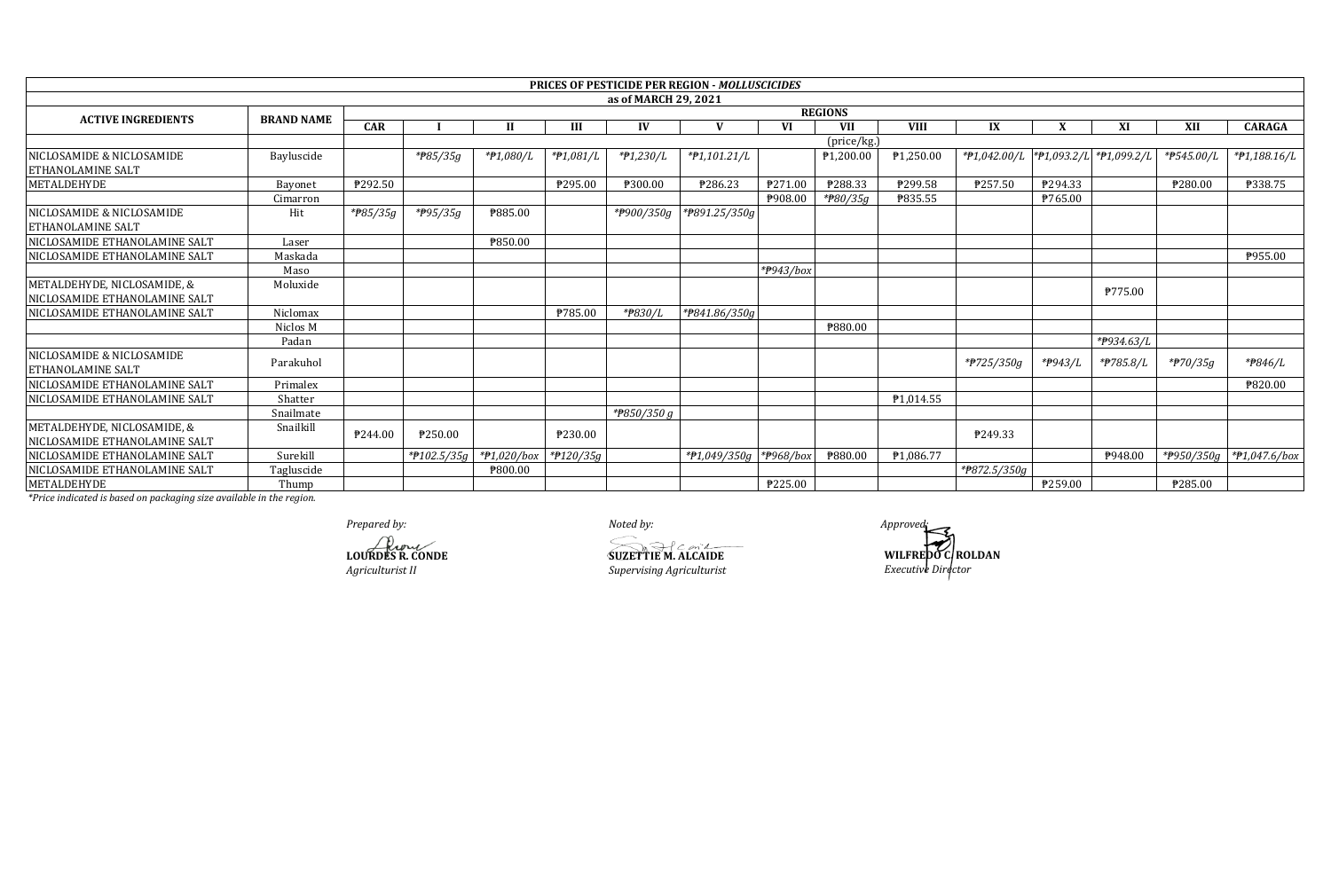| PRICES OF PESTICIDE PER REGION - *MOLLUSCICIDES* | | | | | | | | | | | | | | | | |
|---|---|---|---|---|---|---|---|---|---|---|---|---|---|---|---|---|
| as of MARCH 29, 2021 | | | | | | | | | | | | | | | | |
| **ACTIVE INGREDIENTS** | **BRAND NAME** | **REGIONS** | | | | | | | | | | | | | | |
| | | **CAR** | **I** | **II** | **III** | **IV** | **V** | **VI** | **VII** | **VIII** | **IX** | **X** | **XI** | **XII** | **CARAGA** |
| | | (price/kg.) | | | | | | | | | | | | | | |
| NICLOSAMIDE & NICLOSAMIDE ETHANOLAMINE SALT | Bayluscide | | *₱85/35g* | *₱1,080/L* | *₱1,081/L* | *₱1,230/L* | *₱1,101.21/L* | | ₱1,200.00 | ₱1,250.00 | *₱1,042.00/L* | *₱1,093.2/L* | *₱1,099.2/L* | *₱545.00/L* | *₱1,188.16/L* |
| METALDEHYDE | Bayonet | ₱292.50 | | | ₱295.00 | ₱300.00 | ₱286.23 | ₱271.00 | ₱288.33 | ₱299.58 | ₱257.50 | ₱294.33 | | ₱280.00 | ₱338.75 |
| | Cimarron | | | | | | | ₱908.00 | *₱80/35g* | ₱835.55 | | ₱765.00 | | | |
| NICLOSAMIDE & NICLOSAMIDE ETHANOLAMINE SALT | Hit | *₱85/35g* | *₱95/35g* | ₱885.00 | | *₱900/350g* | *₱891.25/350g* | | | | | | | | |
| NICLOSAMIDE ETHANOLAMINE SALT | Laser | | | ₱850.00 | | | | | | | | | | | |
| NICLOSAMIDE ETHANOLAMINE SALT | Maskada | | | | | | | | | | | | | | ₱955.00 |
| | Maso | | | | | | | *₱943/box* | | | | | | | |
| METALDEHYDE, NICLOSAMIDE, & NICLOSAMIDE ETHANOLAMINE SALT | Moluxide | | | | | | | | | | | | ₱775.00 | | |
| NICLOSAMIDE ETHANOLAMINE SALT | Niclomax | | | | ₱785.00 | *₱830/L* | *₱841.86/350g* | | | | | | | | |
| | Niclos M | | | | | | | | ₱880.00 | | | | | | |
| | Padan | | | | | | | | | | | | *₱934.63/L* | | |
| NICLOSAMIDE & NICLOSAMIDE ETHANOLAMINE SALT | Parakuhol | | | | | | | | | | *₱725/350g* | *₱943/L* | *₱785.8/L* | *₱70/35g* | *₱846/L* |
| NICLOSAMIDE ETHANOLAMINE SALT | Primalex | | | | | | | | | | | | | | ₱820.00 |
| NICLOSAMIDE ETHANOLAMINE SALT | Shatter | | | | | | | | | ₱1,014.55 | | | | | |
| | Snailmate | | | | | *₱850/350 g* | | | | | | | | | |
| METALDEHYDE, NICLOSAMIDE, & NICLOSAMIDE ETHANOLAMINE SALT | Snailkill | ₱244.00 | ₱250.00 | | ₱230.00 | | | | | | ₱249.33 | | | | |
| NICLOSAMIDE ETHANOLAMINE SALT | Surekill | | *₱102.5/35g* | *₱1,020/box* | *₱120/35g* | | *₱1,049/350g* | *₱968/box* | ₱880.00 | ₱1,086.77 | | | ₱948.00 | *₱950/350g* | *₱1,047.6/box* |
| NICLOSAMIDE ETHANOLAMINE SALT | Tagluscide | | | ₱800.00 | | | | | | | *₱872.5/350g* | | | | |
| METALDEHYDE | Thump | | | | | | | ₱225.00 | | | | ₱259.00 | | ₱285.00 | |

*\*Price indicated is based on packaging size available in the region.*

*Prepared by:*

**LOURDES R. CONDE**
*Agriculturist II*

*Noted by:*

**SUZETTIE M. ALCAIDE**
*Supervising Agriculturist*

*Approved:*

**WILFREDO C. ROLDAN**
*Executive Director*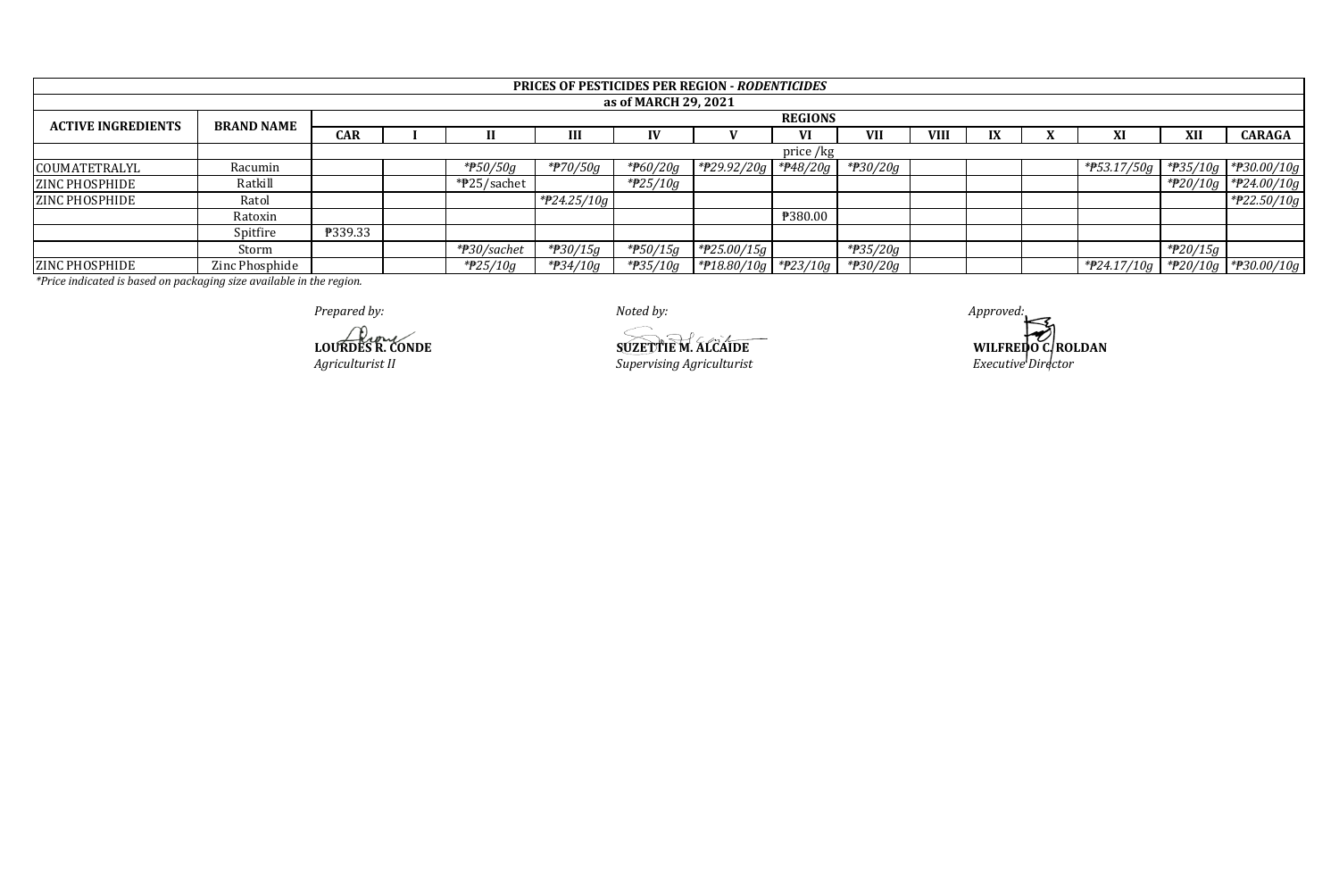| PRICES OF PESTICIDES PER REGION - *RODENTICIDES* | | | | | | | | | | | | | | | |
|---|---|---|---|---|---|---|---|---|---|---|---|---|---|---|---|
| as of MARCH 29, 2021 | | | | | | | | | | | | | | | |
| ACTIVE INGREDIENTS | BRAND NAME | REGIONS | | | | | | | | | | | | | |
| | | CAR | I | II | III | IV | V | VI | VII | VIII | IX | X | XI | XII | CARAGA |
| | | price /kg | | | | | | | | | | | | | |
| COUMATETRALYL | Racumin | | | *₱50/50g | *₱70/50g | *₱60/20g | *₱29.92/20g | *₱48/20g | *₱30/20g | | | | *₱53.17/50g | *₱35/10g | *₱30.00/10g |
| ZINC PHOSPHIDE | Ratkill | | | *₱25/sachet | | *₱25/10g | | | | | | | | *₱20/10g | *₱24.00/10g |
| ZINC PHOSPHIDE | Ratol | | | | *₱24.25/10g | | | | | | | | | | *₱22.50/10g |
| | Ratoxin | | | | | | | ₱380.00 | | | | | | | |
| | Spitfire | ₱339.33 | | | | | | | | | | | | | |
| | Storm | | | *₱30/sachet | *₱30/15g | *₱50/15g | *₱25.00/15g | | *₱35/20g | | | | | *₱20/15g | |
| ZINC PHOSPHIDE | Zinc Phosphide | | | *₱25/10g | *₱34/10g | *₱35/10g | *₱18.80/10g | *₱23/10g | *₱30/20g | | | | *₱24.17/10g | *₱20/10g | *₱30.00/10g |

*\*Price indicated is based on packaging size available in the region.*

*Prepared by:*

**LOURDES R. CONDE**
*Agriculturist II*

*Noted by:*

**SUZETTIE M. ALCAIDE**
*Supervising Agriculturist*

*Approved:*

**WILFREDO C. ROLDAN**
*Executive Director*